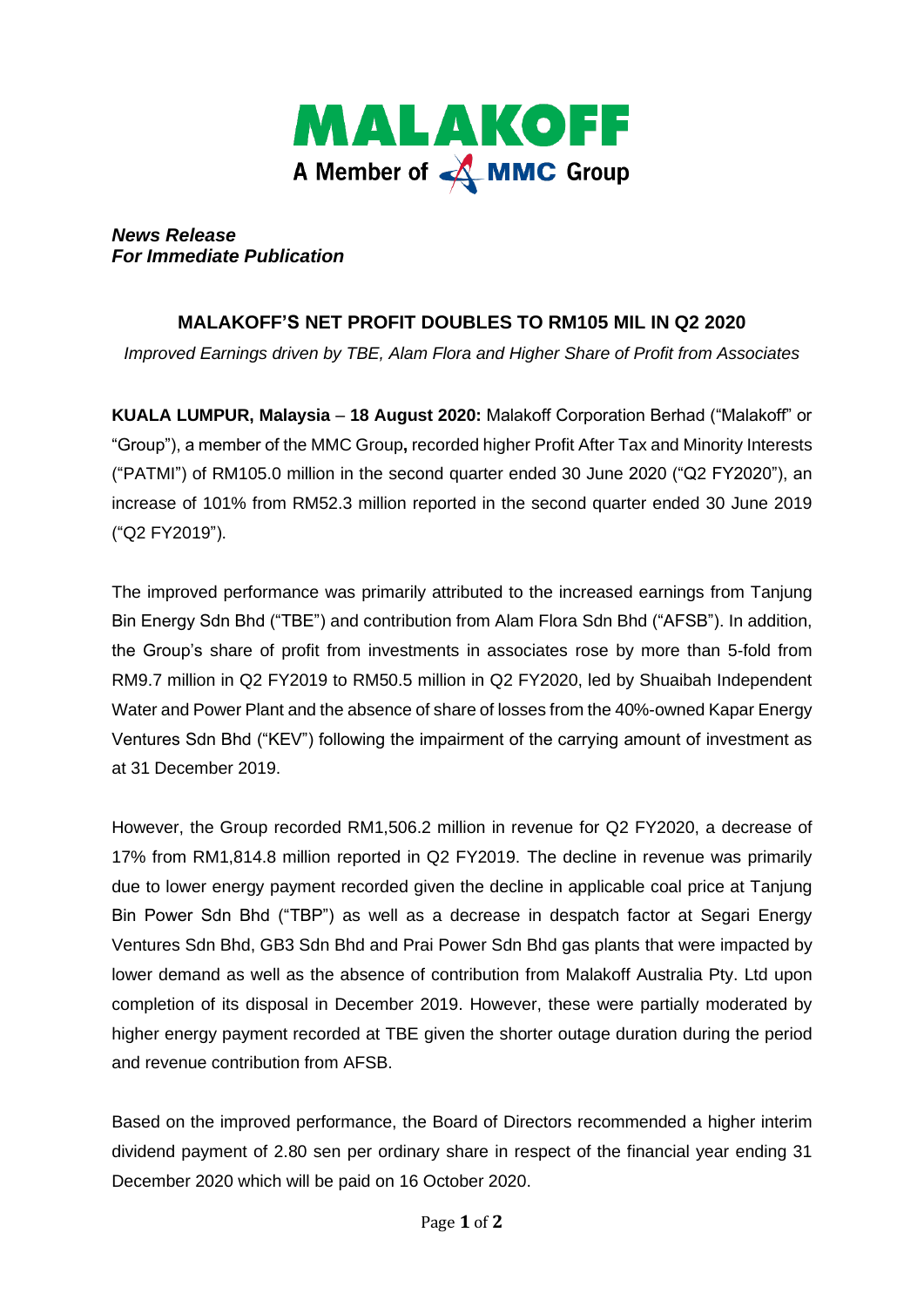MALAKOFF
A Member of MMC Group

***News Release***
***For Immediate Publication***

## MALAKOFF'S NET PROFIT DOUBLES TO RM105 MIL IN Q2 2020

*Improved Earnings driven by TBE, Alam Flora and Higher Share of Profit from Associates*

**KUALA LUMPUR, Malaysia** – **18 August 2020:** Malakoff Corporation Berhad ("Malakoff" or "Group"), a member of the MMC Group**,** recorded higher Profit After Tax and Minority Interests ("PATMI") of RM105.0 million in the second quarter ended 30 June 2020 ("Q2 FY2020"), an increase of 101% from RM52.3 million reported in the second quarter ended 30 June 2019 ("Q2 FY2019").

The improved performance was primarily attributed to the increased earnings from Tanjung Bin Energy Sdn Bhd ("TBE") and contribution from Alam Flora Sdn Bhd ("AFSB"). In addition, the Group's share of profit from investments in associates rose by more than 5-fold from RM9.7 million in Q2 FY2019 to RM50.5 million in Q2 FY2020, led by Shuaibah Independent Water and Power Plant and the absence of share of losses from the 40%-owned Kapar Energy Ventures Sdn Bhd ("KEV") following the impairment of the carrying amount of investment as at 31 December 2019.

However, the Group recorded RM1,506.2 million in revenue for Q2 FY2020, a decrease of 17% from RM1,814.8 million reported in Q2 FY2019. The decline in revenue was primarily due to lower energy payment recorded given the decline in applicable coal price at Tanjung Bin Power Sdn Bhd ("TBP") as well as a decrease in despatch factor at Segari Energy Ventures Sdn Bhd, GB3 Sdn Bhd and Prai Power Sdn Bhd gas plants that were impacted by lower demand as well as the absence of contribution from Malakoff Australia Pty. Ltd upon completion of its disposal in December 2019. However, these were partially moderated by higher energy payment recorded at TBE given the shorter outage duration during the period and revenue contribution from AFSB.

Based on the improved performance, the Board of Directors recommended a higher interim dividend payment of 2.80 sen per ordinary share in respect of the financial year ending 31 December 2020 which will be paid on 16 October 2020.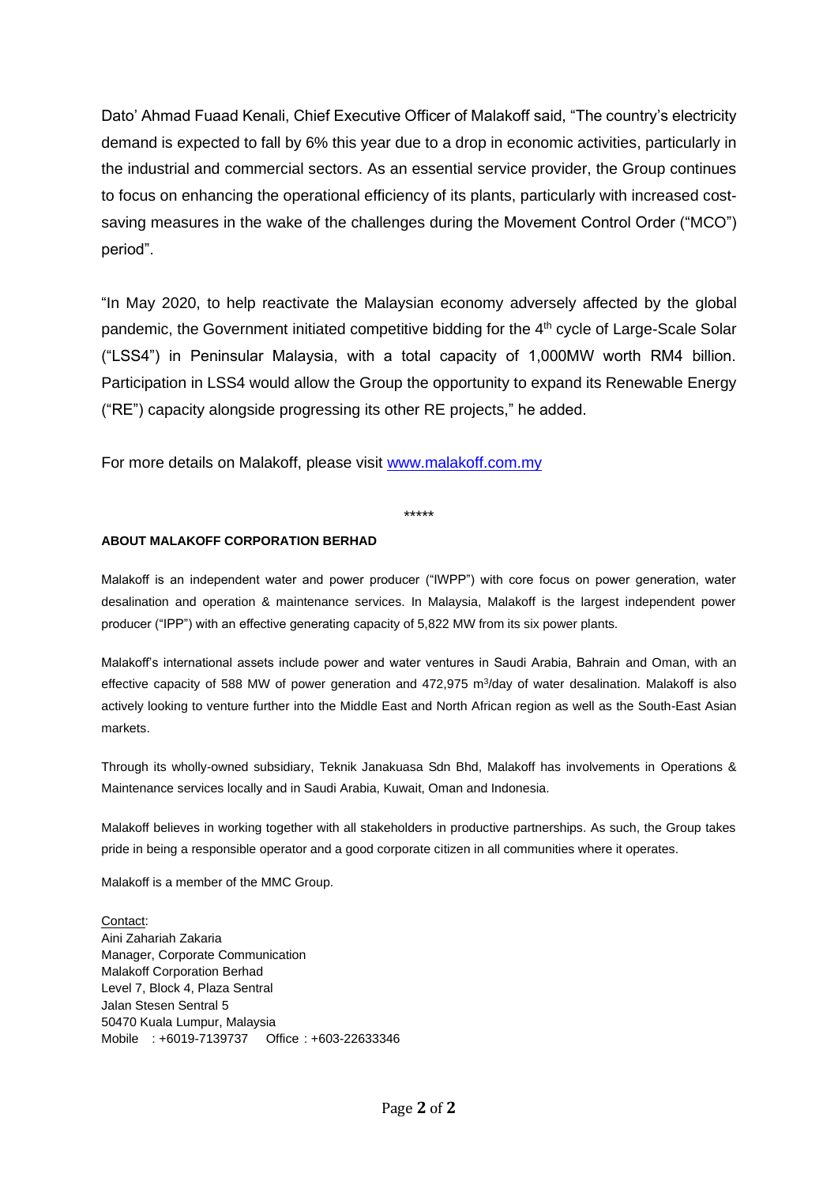Dato' Ahmad Fuaad Kenali, Chief Executive Officer of Malakoff said, "The country's electricity demand is expected to fall by 6% this year due to a drop in economic activities, particularly in the industrial and commercial sectors. As an essential service provider, the Group continues to focus on enhancing the operational efficiency of its plants, particularly with increased cost-saving measures in the wake of the challenges during the Movement Control Order ("MCO") period".

"In May 2020, to help reactivate the Malaysian economy adversely affected by the global pandemic, the Government initiated competitive bidding for the 4th cycle of Large-Scale Solar ("LSS4") in Peninsular Malaysia, with a total capacity of 1,000MW worth RM4 billion. Participation in LSS4 would allow the Group the opportunity to expand its Renewable Energy ("RE") capacity alongside progressing its other RE projects," he added.

For more details on Malakoff, please visit www.malakoff.com.my

*****

**ABOUT MALAKOFF CORPORATION BERHAD**

Malakoff is an independent water and power producer ("IWPP") with core focus on power generation, water desalination and operation & maintenance services. In Malaysia, Malakoff is the largest independent power producer ("IPP") with an effective generating capacity of 5,822 MW from its six power plants.

Malakoff's international assets include power and water ventures in Saudi Arabia, Bahrain and Oman, with an effective capacity of 588 MW of power generation and 472,975 $m^3$/day of water desalination. Malakoff is also actively looking to venture further into the Middle East and North African region as well as the South-East Asian markets.

Through its wholly-owned subsidiary, Teknik Janakuasa Sdn Bhd, Malakoff has involvements in Operations & Maintenance services locally and in Saudi Arabia, Kuwait, Oman and Indonesia.

Malakoff believes in working together with all stakeholders in productive partnerships. As such, the Group takes pride in being a responsible operator and a good corporate citizen in all communities where it operates.

Malakoff is a member of the MMC Group.

Contact:
Aini Zahariah Zakaria
Manager, Corporate Communication
Malakoff Corporation Berhad
Level 7, Block 4, Plaza Sentral
Jalan Stesen Sentral 5
50470 Kuala Lumpur, Malaysia
Mobile : +6019-7139737 Office : +603-22633346